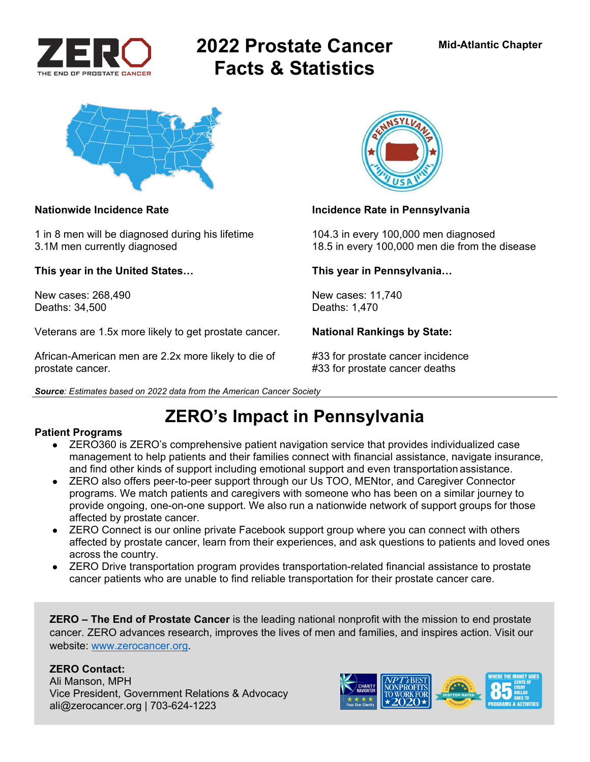ZERO THE END OF PROSTATE CANCER

# 2022 Prostate Cancer Facts & Statistics

**Mid-Atlantic Chapter**

**Nationwide Incidence Rate**

1 in 8 men will be diagnosed during his lifetime
3.1M men currently diagnosed

**This year in the United States…**

New cases: 268,490
Deaths: 34,500

Veterans are 1.5x more likely to get prostate cancer.

African-American men are 2.2x more likely to die of prostate cancer.

**Incidence Rate in Pennsylvania**

104.3 in every 100,000 men diagnosed
18.5 in every 100,000 men die from the disease

**This year in Pennsylvania…**

New cases: 11,740
Deaths: 1,470

**National Rankings by State:**

#33 for prostate cancer incidence
#33 for prostate cancer deaths

***Source**: Estimates based on 2022 data from the American Cancer Society*

## ZERO's Impact in Pennsylvania

**Patient Programs**

- ZERO360 is ZERO's comprehensive patient navigation service that provides individualized case management to help patients and their families connect with financial assistance, navigate insurance, and find other kinds of support including emotional support and even transportation assistance.
- ZERO also offers peer-to-peer support through our Us TOO, MENtor, and Caregiver Connector programs. We match patients and caregivers with someone who has been on a similar journey to provide ongoing, one-on-one support. We also run a nationwide network of support groups for those affected by prostate cancer.
- ZERO Connect is our online private Facebook support group where you can connect with others affected by prostate cancer, learn from their experiences, and ask questions to patients and loved ones across the country.
- ZERO Drive transportation program provides transportation-related financial assistance to prostate cancer patients who are unable to find reliable transportation for their prostate cancer care.

**ZERO – The End of Prostate Cancer** is the leading national nonprofit with the mission to end prostate cancer. ZERO advances research, improves the lives of men and families, and inspires action. Visit our website: www.zerocancer.org.

**ZERO Contact:**
Ali Manson, MPH
Vice President, Government Relations & Advocacy
ali@zerocancer.org | 703-624-1223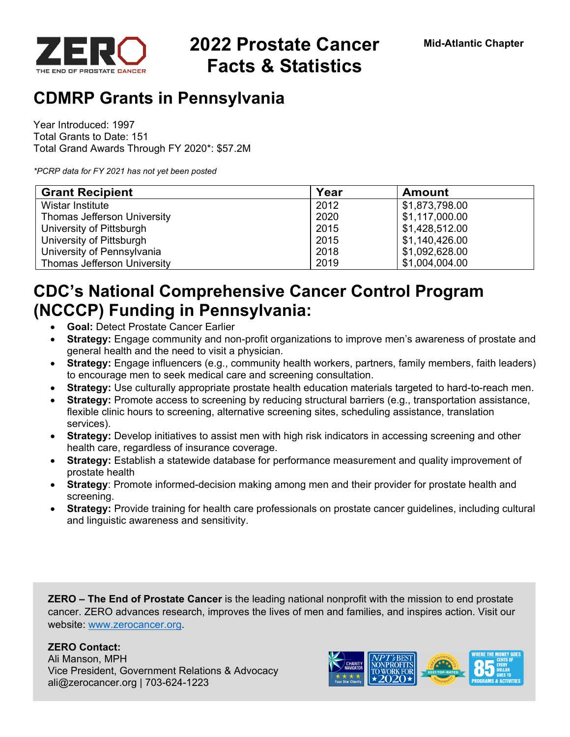# 2022 Prostate Cancer Facts & Statistics

**Mid-Atlantic Chapter**

## CDMRP Grants in Pennsylvania

Year Introduced: 1997
Total Grants to Date: 151
Total Grand Awards Through FY 2020*: $57.2M

*\*PCRP data for FY 2021 has not yet been posted*

| Grant Recipient | Year | Amount |
|---|---|---|
| Wistar Institute | 2012 | $1,873,798.00 |
| Thomas Jefferson University | 2020 | $1,117,000.00 |
| University of Pittsburgh | 2015 | $1,428,512.00 |
| University of Pittsburgh | 2015 | $1,140,426.00 |
| University of Pennsylvania | 2018 | $1,092,628.00 |
| Thomas Jefferson University | 2019 | $1,004,004.00 |

## CDC's National Comprehensive Cancer Control Program (NCCCP) Funding in Pennsylvania:

- **Goal:** Detect Prostate Cancer Earlier
- **Strategy:** Engage community and non-profit organizations to improve men's awareness of prostate and general health and the need to visit a physician.
- **Strategy:** Engage influencers (e.g., community health workers, partners, family members, faith leaders) to encourage men to seek medical care and screening consultation.
- **Strategy:** Use culturally appropriate prostate health education materials targeted to hard-to-reach men.
- **Strategy:** Promote access to screening by reducing structural barriers (e.g., transportation assistance, flexible clinic hours to screening, alternative screening sites, scheduling assistance, translation services).
- **Strategy:** Develop initiatives to assist men with high risk indicators in accessing screening and other health care, regardless of insurance coverage.
- **Strategy:** Establish a statewide database for performance measurement and quality improvement of prostate health
- **Strategy**: Promote informed-decision making among men and their provider for prostate health and screening.
- **Strategy:** Provide training for health care professionals on prostate cancer guidelines, including cultural and linguistic awareness and sensitivity.

**ZERO – The End of Prostate Cancer** is the leading national nonprofit with the mission to end prostate cancer. ZERO advances research, improves the lives of men and families, and inspires action. Visit our website: [www.zerocancer.org](http://www.zerocancer.org).

**ZERO Contact:**
Ali Manson, MPH
Vice President, Government Relations & Advocacy
ali@zerocancer.org | 703-624-1223